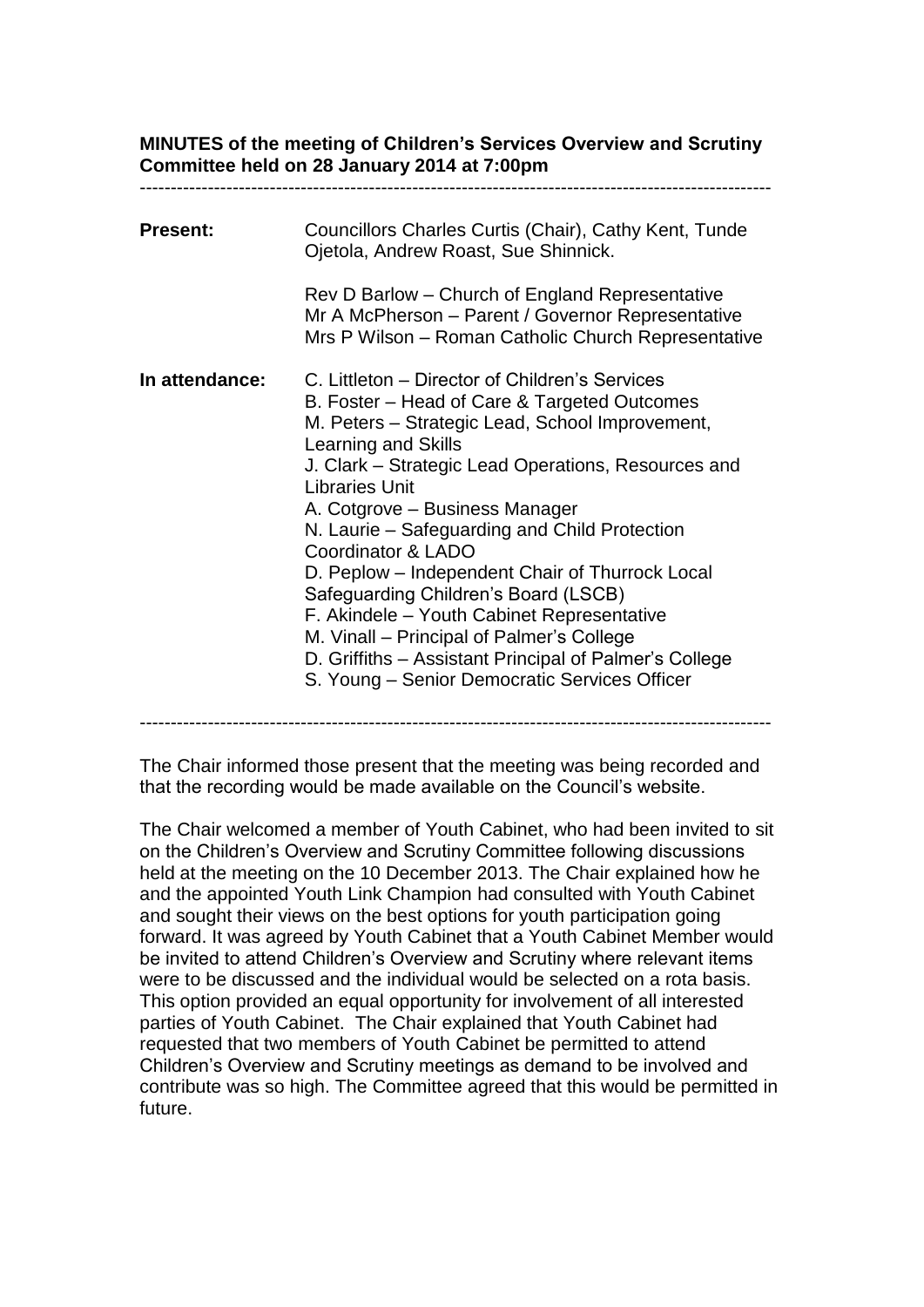**MINUTES of the meeting of Children's Services Overview and Scrutiny Committee held on 28 January 2014 at 7:00pm**

---

**Present:** Councillors Charles Curtis (Chair), Cathy Kent, Tunde Ojetola, Andrew Roast, Sue Shinnick.

Rev D Barlow – Church of England Representative
Mr A McPherson – Parent / Governor Representative
Mrs P Wilson – Roman Catholic Church Representative

**In attendance:** C. Littleton – Director of Children's Services
B. Foster – Head of Care & Targeted Outcomes
M. Peters – Strategic Lead, School Improvement, Learning and Skills
J. Clark – Strategic Lead Operations, Resources and Libraries Unit
A. Cotgrove – Business Manager
N. Laurie – Safeguarding and Child Protection Coordinator & LADO
D. Peplow – Independent Chair of Thurrock Local Safeguarding Children's Board (LSCB)
F. Akindele – Youth Cabinet Representative
M. Vinall – Principal of Palmer's College
D. Griffiths – Assistant Principal of Palmer's College
S. Young – Senior Democratic Services Officer

---

The Chair informed those present that the meeting was being recorded and that the recording would be made available on the Council's website.

The Chair welcomed a member of Youth Cabinet, who had been invited to sit on the Children's Overview and Scrutiny Committee following discussions held at the meeting on the 10 December 2013. The Chair explained how he and the appointed Youth Link Champion had consulted with Youth Cabinet and sought their views on the best options for youth participation going forward. It was agreed by Youth Cabinet that a Youth Cabinet Member would be invited to attend Children's Overview and Scrutiny where relevant items were to be discussed and the individual would be selected on a rota basis. This option provided an equal opportunity for involvement of all interested parties of Youth Cabinet. The Chair explained that Youth Cabinet had requested that two members of Youth Cabinet be permitted to attend Children's Overview and Scrutiny meetings as demand to be involved and contribute was so high. The Committee agreed that this would be permitted in future.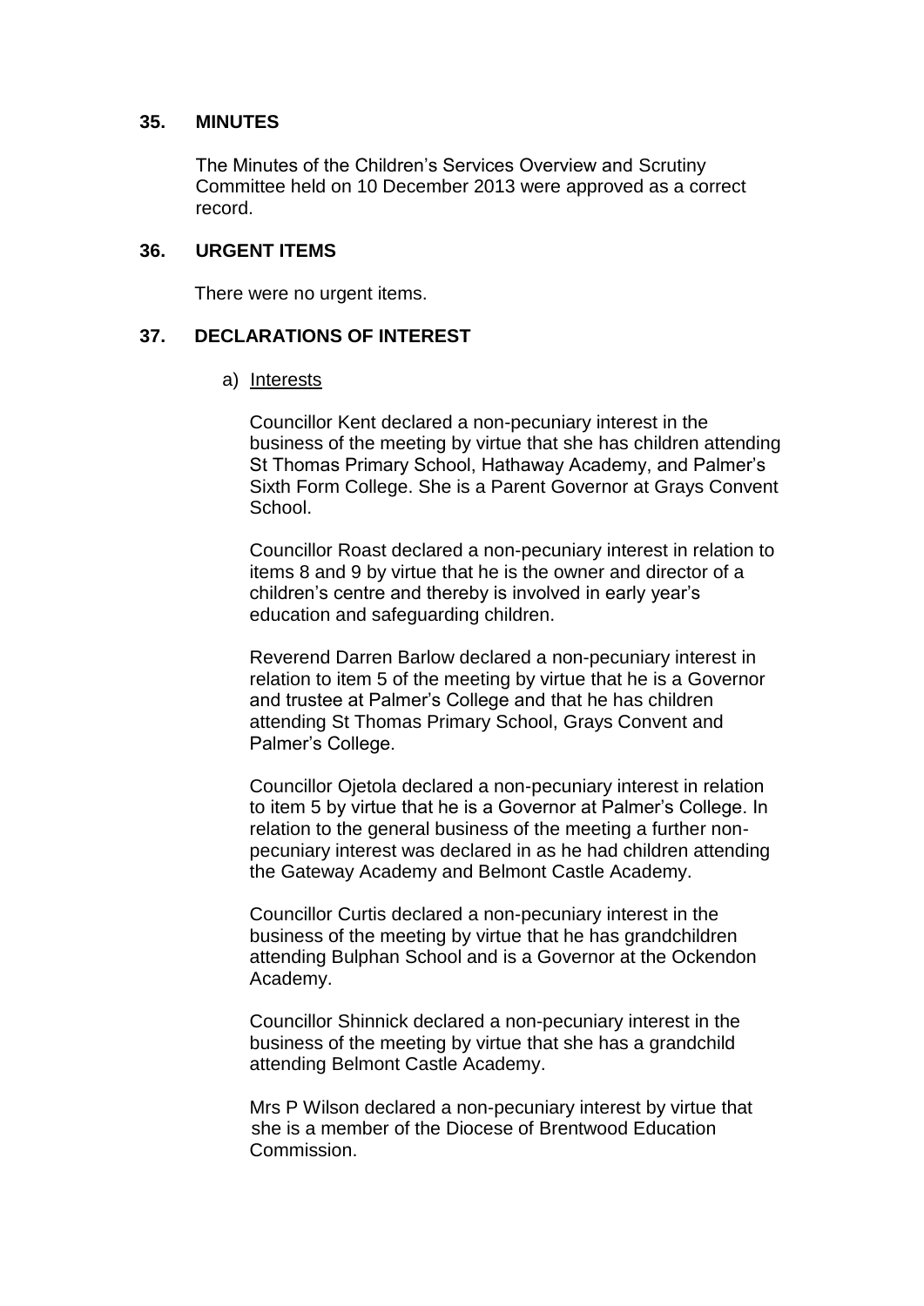## 35. MINUTES

The Minutes of the Children's Services Overview and Scrutiny Committee held on 10 December 2013 were approved as a correct record.

## 36. URGENT ITEMS

There were no urgent items.

## 37. DECLARATIONS OF INTEREST

a) Interests

Councillor Kent declared a non-pecuniary interest in the business of the meeting by virtue that she has children attending St Thomas Primary School, Hathaway Academy, and Palmer's Sixth Form College. She is a Parent Governor at Grays Convent School.

Councillor Roast declared a non-pecuniary interest in relation to items 8 and 9 by virtue that he is the owner and director of a children's centre and thereby is involved in early year's education and safeguarding children.

Reverend Darren Barlow declared a non-pecuniary interest in relation to item 5 of the meeting by virtue that he is a Governor and trustee at Palmer's College and that he has children attending St Thomas Primary School, Grays Convent and Palmer's College.

Councillor Ojetola declared a non-pecuniary interest in relation to item 5 by virtue that he is a Governor at Palmer's College. In relation to the general business of the meeting a further non-pecuniary interest was declared in as he had children attending the Gateway Academy and Belmont Castle Academy.

Councillor Curtis declared a non-pecuniary interest in the business of the meeting by virtue that he has grandchildren attending Bulphan School and is a Governor at the Ockendon Academy.

Councillor Shinnick declared a non-pecuniary interest in the business of the meeting by virtue that she has a grandchild attending Belmont Castle Academy.

Mrs P Wilson declared a non-pecuniary interest by virtue that she is a member of the Diocese of Brentwood Education Commission.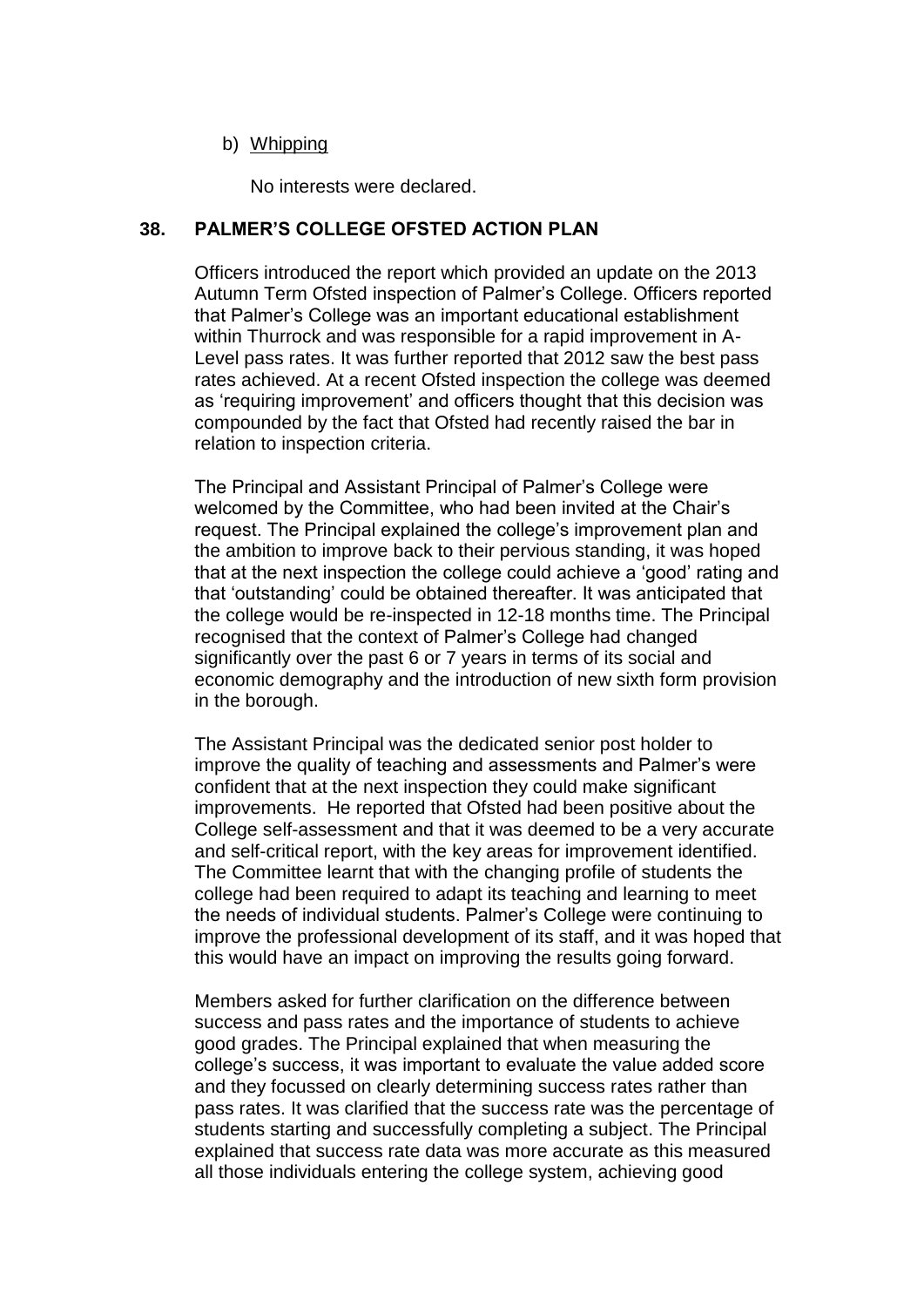b) Whipping

No interests were declared.

### 38. PALMER'S COLLEGE OFSTED ACTION PLAN

Officers introduced the report which provided an update on the 2013 Autumn Term Ofsted inspection of Palmer's College. Officers reported that Palmer's College was an important educational establishment within Thurrock and was responsible for a rapid improvement in A-Level pass rates. It was further reported that 2012 saw the best pass rates achieved. At a recent Ofsted inspection the college was deemed as 'requiring improvement' and officers thought that this decision was compounded by the fact that Ofsted had recently raised the bar in relation to inspection criteria.

The Principal and Assistant Principal of Palmer's College were welcomed by the Committee, who had been invited at the Chair's request. The Principal explained the college's improvement plan and the ambition to improve back to their pervious standing, it was hoped that at the next inspection the college could achieve a 'good' rating and that 'outstanding' could be obtained thereafter. It was anticipated that the college would be re-inspected in 12-18 months time. The Principal recognised that the context of Palmer's College had changed significantly over the past 6 or 7 years in terms of its social and economic demography and the introduction of new sixth form provision in the borough.

The Assistant Principal was the dedicated senior post holder to improve the quality of teaching and assessments and Palmer's were confident that at the next inspection they could make significant improvements. He reported that Ofsted had been positive about the College self-assessment and that it was deemed to be a very accurate and self-critical report, with the key areas for improvement identified. The Committee learnt that with the changing profile of students the college had been required to adapt its teaching and learning to meet the needs of individual students. Palmer's College were continuing to improve the professional development of its staff, and it was hoped that this would have an impact on improving the results going forward.

Members asked for further clarification on the difference between success and pass rates and the importance of students to achieve good grades. The Principal explained that when measuring the college's success, it was important to evaluate the value added score and they focussed on clearly determining success rates rather than pass rates. It was clarified that the success rate was the percentage of students starting and successfully completing a subject. The Principal explained that success rate data was more accurate as this measured all those individuals entering the college system, achieving good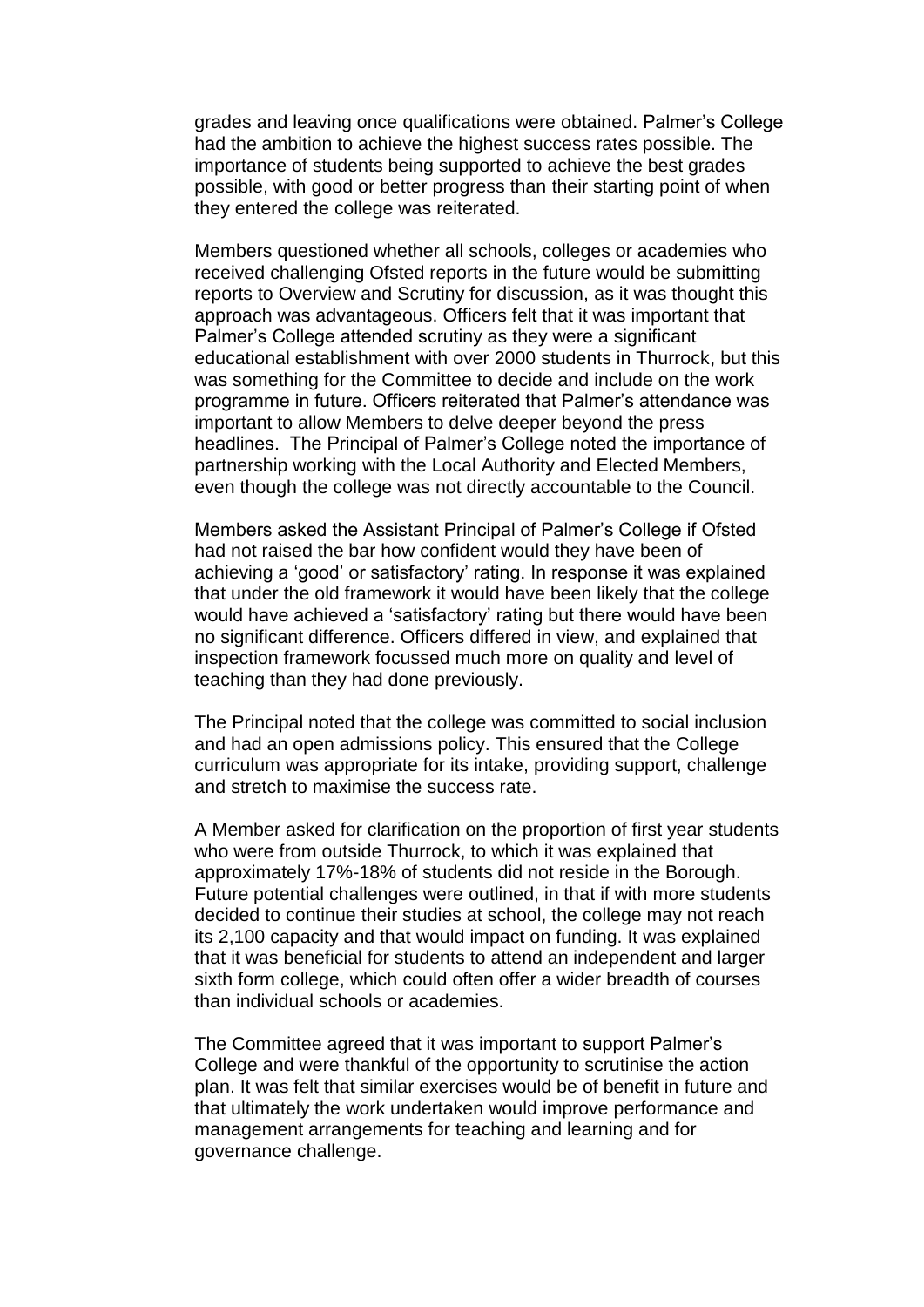grades and leaving once qualifications were obtained. Palmer's College had the ambition to achieve the highest success rates possible. The importance of students being supported to achieve the best grades possible, with good or better progress than their starting point of when they entered the college was reiterated.

Members questioned whether all schools, colleges or academies who received challenging Ofsted reports in the future would be submitting reports to Overview and Scrutiny for discussion, as it was thought this approach was advantageous. Officers felt that it was important that Palmer's College attended scrutiny as they were a significant educational establishment with over 2000 students in Thurrock, but this was something for the Committee to decide and include on the work programme in future. Officers reiterated that Palmer's attendance was important to allow Members to delve deeper beyond the press headlines. The Principal of Palmer's College noted the importance of partnership working with the Local Authority and Elected Members, even though the college was not directly accountable to the Council.

Members asked the Assistant Principal of Palmer's College if Ofsted had not raised the bar how confident would they have been of achieving a 'good' or satisfactory' rating. In response it was explained that under the old framework it would have been likely that the college would have achieved a 'satisfactory' rating but there would have been no significant difference. Officers differed in view, and explained that inspection framework focussed much more on quality and level of teaching than they had done previously.

The Principal noted that the college was committed to social inclusion and had an open admissions policy. This ensured that the College curriculum was appropriate for its intake, providing support, challenge and stretch to maximise the success rate.

A Member asked for clarification on the proportion of first year students who were from outside Thurrock, to which it was explained that approximately 17%-18% of students did not reside in the Borough. Future potential challenges were outlined, in that if with more students decided to continue their studies at school, the college may not reach its 2,100 capacity and that would impact on funding. It was explained that it was beneficial for students to attend an independent and larger sixth form college, which could often offer a wider breadth of courses than individual schools or academies.

The Committee agreed that it was important to support Palmer's College and were thankful of the opportunity to scrutinise the action plan. It was felt that similar exercises would be of benefit in future and that ultimately the work undertaken would improve performance and management arrangements for teaching and learning and for governance challenge.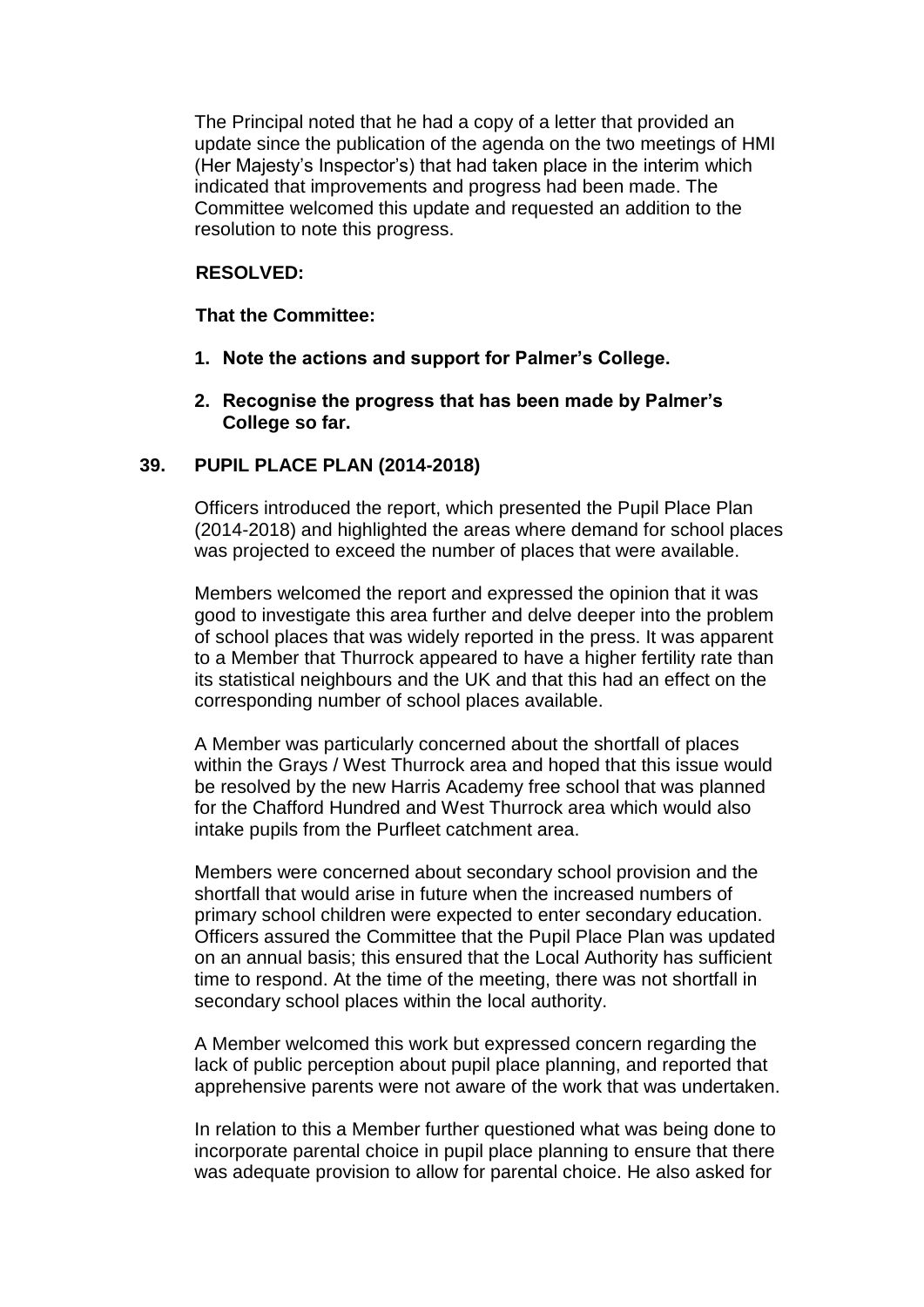The Principal noted that he had a copy of a letter that provided an update since the publication of the agenda on the two meetings of HMI (Her Majesty's Inspector's) that had taken place in the interim which indicated that improvements and progress had been made. The Committee welcomed this update and requested an addition to the resolution to note this progress.

**RESOLVED:**

**That the Committee:**

1. **Note the actions and support for Palmer's College.**

2. **Recognise the progress that has been made by Palmer's College so far.**

## 39. PUPIL PLACE PLAN (2014-2018)

Officers introduced the report, which presented the Pupil Place Plan (2014-2018) and highlighted the areas where demand for school places was projected to exceed the number of places that were available.

Members welcomed the report and expressed the opinion that it was good to investigate this area further and delve deeper into the problem of school places that was widely reported in the press. It was apparent to a Member that Thurrock appeared to have a higher fertility rate than its statistical neighbours and the UK and that this had an effect on the corresponding number of school places available.

A Member was particularly concerned about the shortfall of places within the Grays / West Thurrock area and hoped that this issue would be resolved by the new Harris Academy free school that was planned for the Chafford Hundred and West Thurrock area which would also intake pupils from the Purfleet catchment area.

Members were concerned about secondary school provision and the shortfall that would arise in future when the increased numbers of primary school children were expected to enter secondary education. Officers assured the Committee that the Pupil Place Plan was updated on an annual basis; this ensured that the Local Authority has sufficient time to respond. At the time of the meeting, there was not shortfall in secondary school places within the local authority.

A Member welcomed this work but expressed concern regarding the lack of public perception about pupil place planning, and reported that apprehensive parents were not aware of the work that was undertaken.

In relation to this a Member further questioned what was being done to incorporate parental choice in pupil place planning to ensure that there was adequate provision to allow for parental choice. He also asked for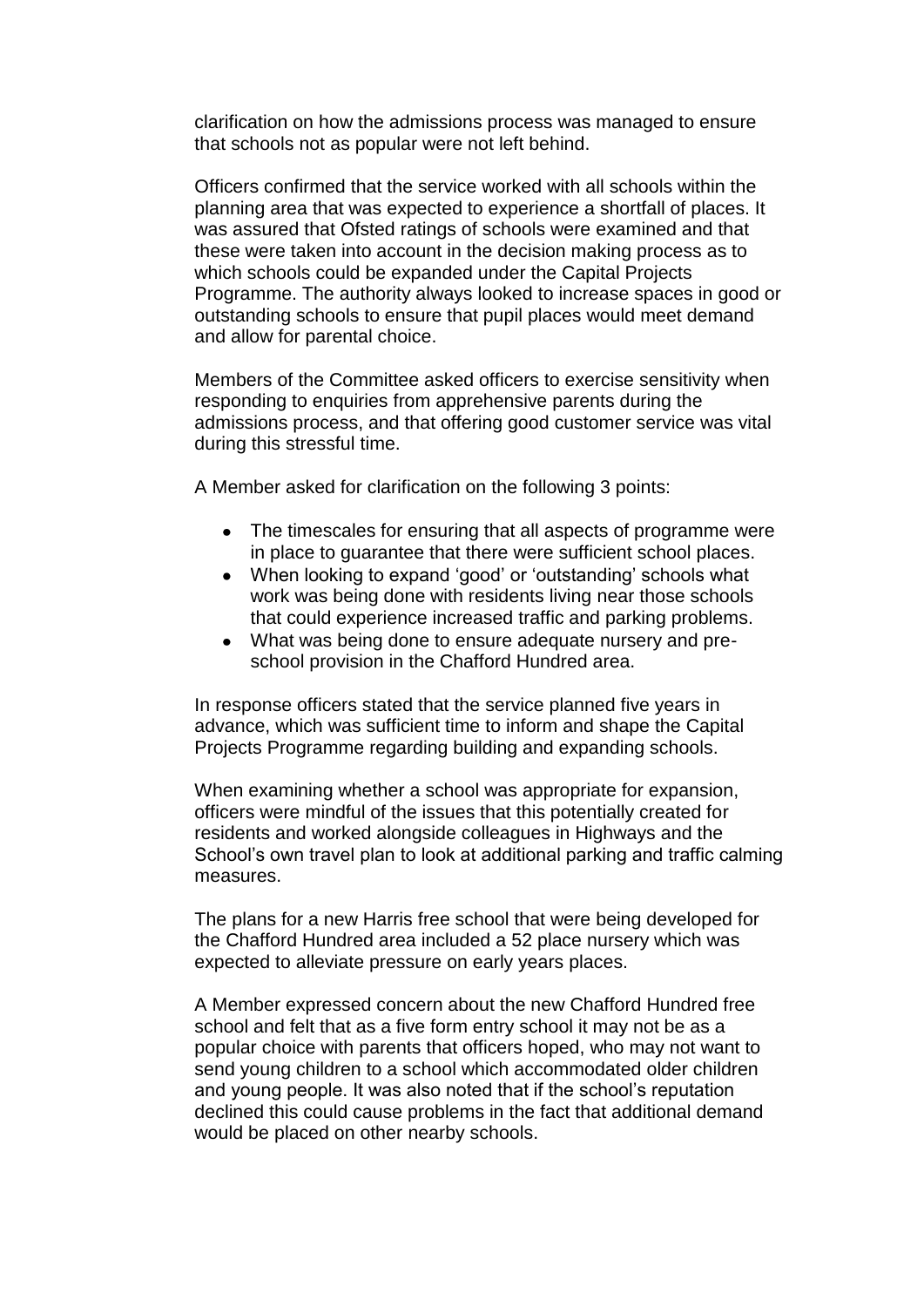clarification on how the admissions process was managed to ensure that schools not as popular were not left behind.

Officers confirmed that the service worked with all schools within the planning area that was expected to experience a shortfall of places. It was assured that Ofsted ratings of schools were examined and that these were taken into account in the decision making process as to which schools could be expanded under the Capital Projects Programme. The authority always looked to increase spaces in good or outstanding schools to ensure that pupil places would meet demand and allow for parental choice.

Members of the Committee asked officers to exercise sensitivity when responding to enquiries from apprehensive parents during the admissions process, and that offering good customer service was vital during this stressful time.

A Member asked for clarification on the following 3 points:

- The timescales for ensuring that all aspects of programme were in place to guarantee that there were sufficient school places.
- When looking to expand 'good' or 'outstanding' schools what work was being done with residents living near those schools that could experience increased traffic and parking problems.
- What was being done to ensure adequate nursery and pre-school provision in the Chafford Hundred area.

In response officers stated that the service planned five years in advance, which was sufficient time to inform and shape the Capital Projects Programme regarding building and expanding schools.

When examining whether a school was appropriate for expansion, officers were mindful of the issues that this potentially created for residents and worked alongside colleagues in Highways and the School's own travel plan to look at additional parking and traffic calming measures.

The plans for a new Harris free school that were being developed for the Chafford Hundred area included a 52 place nursery which was expected to alleviate pressure on early years places.

A Member expressed concern about the new Chafford Hundred free school and felt that as a five form entry school it may not be as a popular choice with parents that officers hoped, who may not want to send young children to a school which accommodated older children and young people. It was also noted that if the school's reputation declined this could cause problems in the fact that additional demand would be placed on other nearby schools.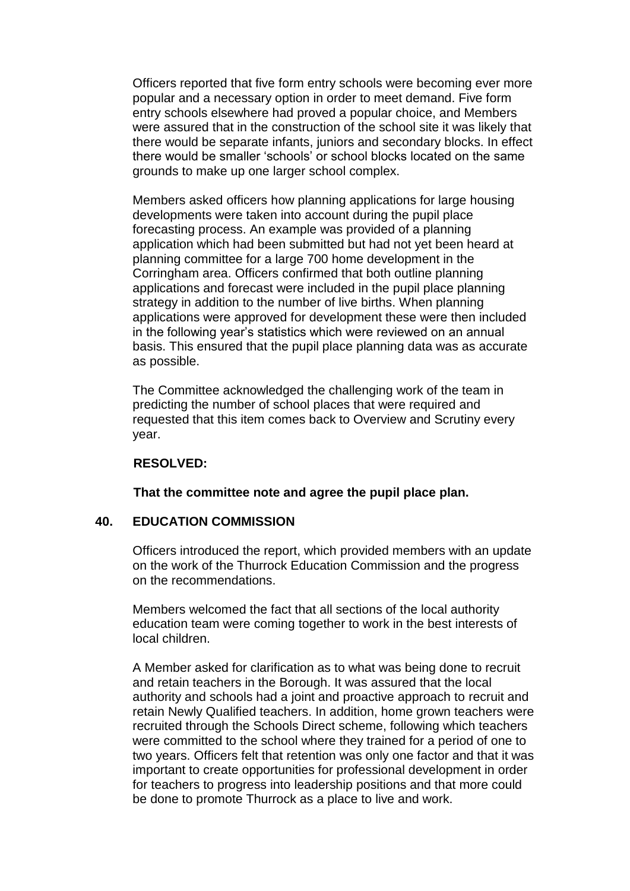Officers reported that five form entry schools were becoming ever more popular and a necessary option in order to meet demand. Five form entry schools elsewhere had proved a popular choice, and Members were assured that in the construction of the school site it was likely that there would be separate infants, juniors and secondary blocks. In effect there would be smaller 'schools' or school blocks located on the same grounds to make up one larger school complex.

Members asked officers how planning applications for large housing developments were taken into account during the pupil place forecasting process. An example was provided of a planning application which had been submitted but had not yet been heard at planning committee for a large 700 home development in the Corringham area. Officers confirmed that both outline planning applications and forecast were included in the pupil place planning strategy in addition to the number of live births. When planning applications were approved for development these were then included in the following year's statistics which were reviewed on an annual basis. This ensured that the pupil place planning data was as accurate as possible.

The Committee acknowledged the challenging work of the team in predicting the number of school places that were required and requested that this item comes back to Overview and Scrutiny every year.

**RESOLVED:**

**That the committee note and agree the pupil place plan.**

## 40. EDUCATION COMMISSION

Officers introduced the report, which provided members with an update on the work of the Thurrock Education Commission and the progress on the recommendations.

Members welcomed the fact that all sections of the local authority education team were coming together to work in the best interests of local children.

A Member asked for clarification as to what was being done to recruit and retain teachers in the Borough. It was assured that the local authority and schools had a joint and proactive approach to recruit and retain Newly Qualified teachers. In addition, home grown teachers were recruited through the Schools Direct scheme, following which teachers were committed to the school where they trained for a period of one to two years. Officers felt that retention was only one factor and that it was important to create opportunities for professional development in order for teachers to progress into leadership positions and that more could be done to promote Thurrock as a place to live and work.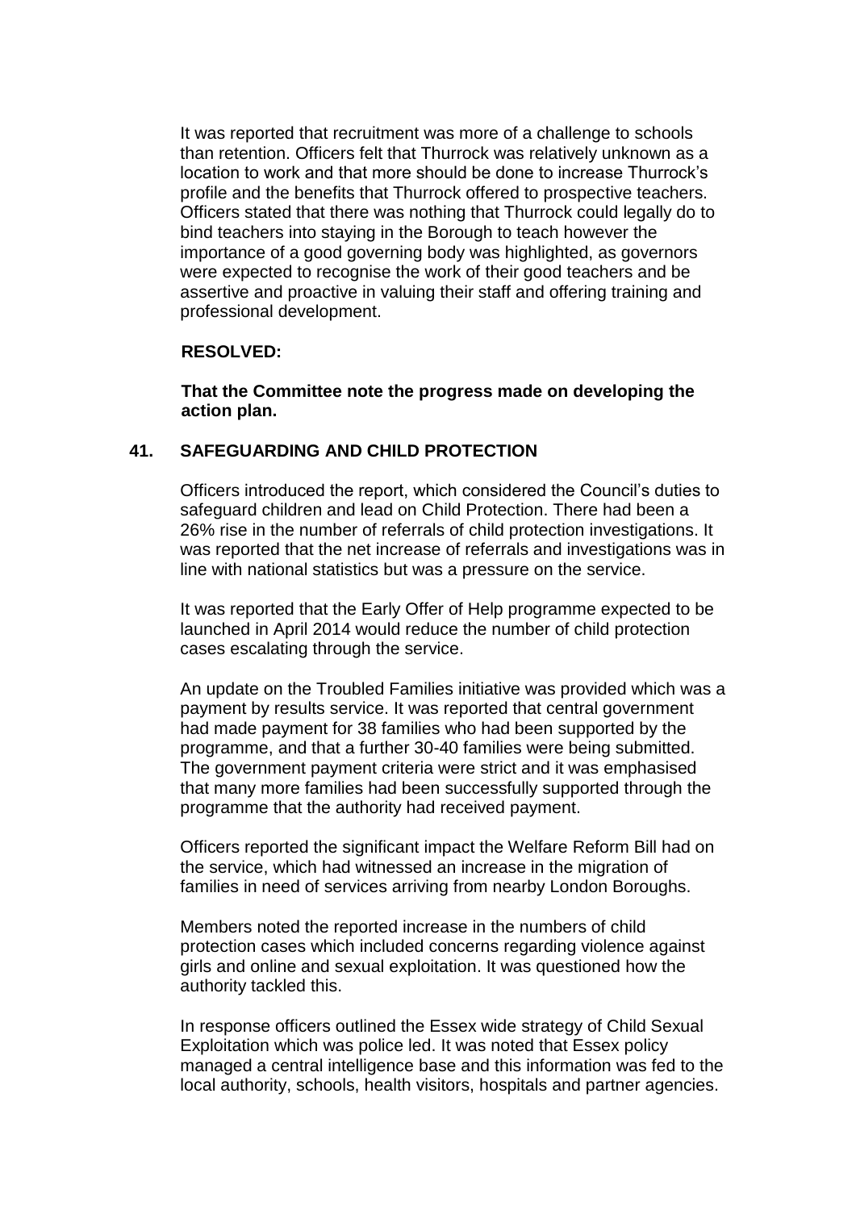It was reported that recruitment was more of a challenge to schools than retention. Officers felt that Thurrock was relatively unknown as a location to work and that more should be done to increase Thurrock's profile and the benefits that Thurrock offered to prospective teachers. Officers stated that there was nothing that Thurrock could legally do to bind teachers into staying in the Borough to teach however the importance of a good governing body was highlighted, as governors were expected to recognise the work of their good teachers and be assertive and proactive in valuing their staff and offering training and professional development.

**RESOLVED:**

**That the Committee note the progress made on developing the action plan.**

## 41. SAFEGUARDING AND CHILD PROTECTION

Officers introduced the report, which considered the Council's duties to safeguard children and lead on Child Protection. There had been a 26% rise in the number of referrals of child protection investigations. It was reported that the net increase of referrals and investigations was in line with national statistics but was a pressure on the service.

It was reported that the Early Offer of Help programme expected to be launched in April 2014 would reduce the number of child protection cases escalating through the service.

An update on the Troubled Families initiative was provided which was a payment by results service. It was reported that central government had made payment for 38 families who had been supported by the programme, and that a further 30-40 families were being submitted. The government payment criteria were strict and it was emphasised that many more families had been successfully supported through the programme that the authority had received payment.

Officers reported the significant impact the Welfare Reform Bill had on the service, which had witnessed an increase in the migration of families in need of services arriving from nearby London Boroughs.

Members noted the reported increase in the numbers of child protection cases which included concerns regarding violence against girls and online and sexual exploitation. It was questioned how the authority tackled this.

In response officers outlined the Essex wide strategy of Child Sexual Exploitation which was police led. It was noted that Essex policy managed a central intelligence base and this information was fed to the local authority, schools, health visitors, hospitals and partner agencies.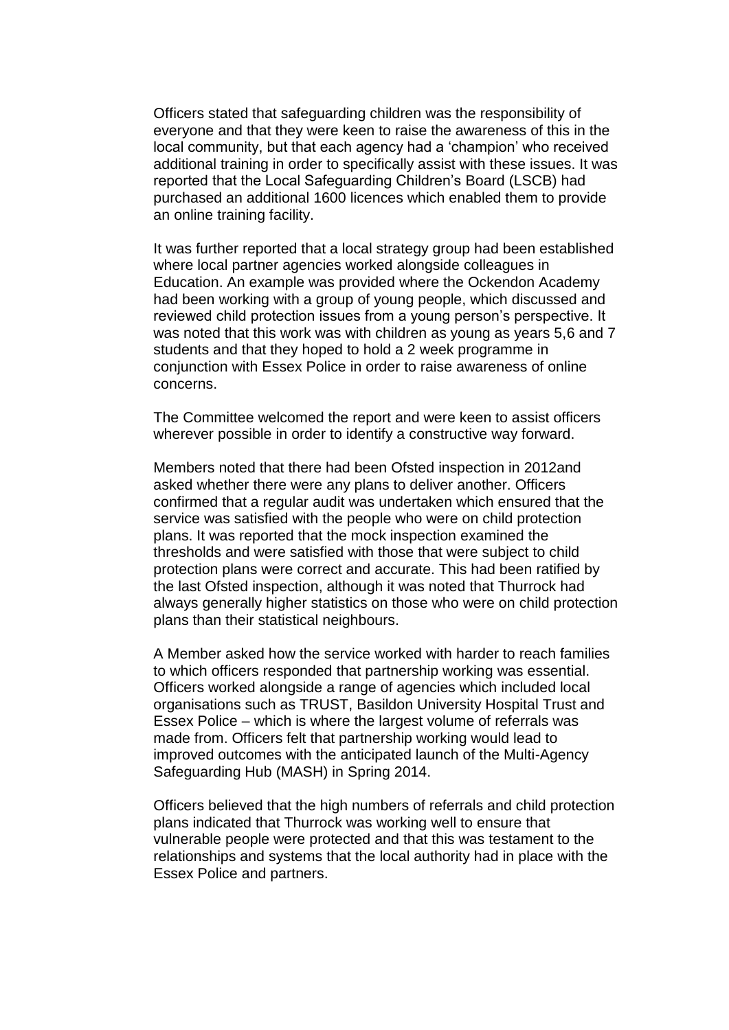Officers stated that safeguarding children was the responsibility of everyone and that they were keen to raise the awareness of this in the local community, but that each agency had a 'champion' who received additional training in order to specifically assist with these issues. It was reported that the Local Safeguarding Children's Board (LSCB) had purchased an additional 1600 licences which enabled them to provide an online training facility.

It was further reported that a local strategy group had been established where local partner agencies worked alongside colleagues in Education. An example was provided where the Ockendon Academy had been working with a group of young people, which discussed and reviewed child protection issues from a young person's perspective. It was noted that this work was with children as young as years 5,6 and 7 students and that they hoped to hold a 2 week programme in conjunction with Essex Police in order to raise awareness of online concerns.

The Committee welcomed the report and were keen to assist officers wherever possible in order to identify a constructive way forward.

Members noted that there had been Ofsted inspection in 2012and asked whether there were any plans to deliver another. Officers confirmed that a regular audit was undertaken which ensured that the service was satisfied with the people who were on child protection plans. It was reported that the mock inspection examined the thresholds and were satisfied with those that were subject to child protection plans were correct and accurate. This had been ratified by the last Ofsted inspection, although it was noted that Thurrock had always generally higher statistics on those who were on child protection plans than their statistical neighbours.

A Member asked how the service worked with harder to reach families to which officers responded that partnership working was essential. Officers worked alongside a range of agencies which included local organisations such as TRUST, Basildon University Hospital Trust and Essex Police – which is where the largest volume of referrals was made from. Officers felt that partnership working would lead to improved outcomes with the anticipated launch of the Multi-Agency Safeguarding Hub (MASH) in Spring 2014.

Officers believed that the high numbers of referrals and child protection plans indicated that Thurrock was working well to ensure that vulnerable people were protected and that this was testament to the relationships and systems that the local authority had in place with the Essex Police and partners.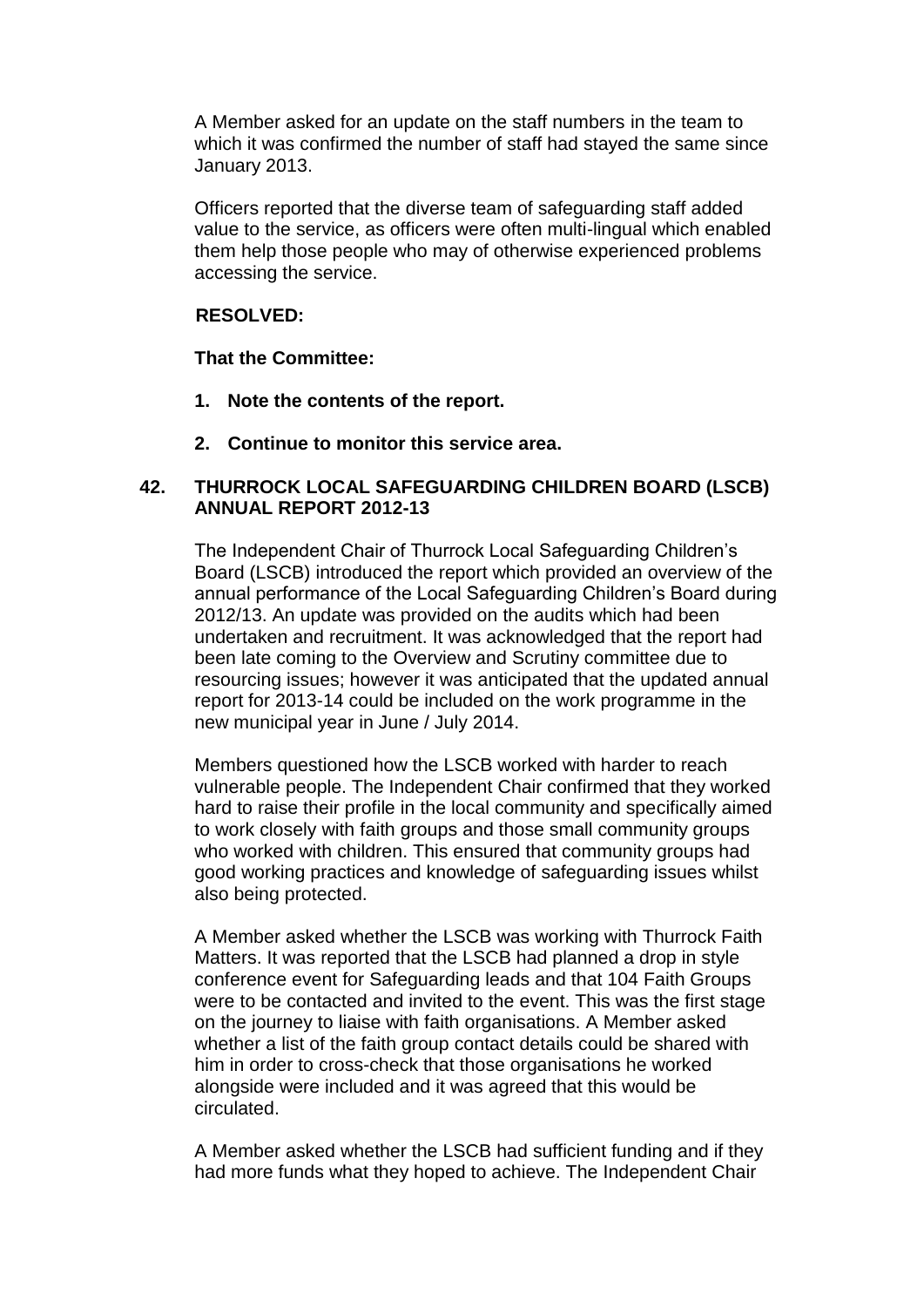A Member asked for an update on the staff numbers in the team to which it was confirmed the number of staff had stayed the same since January 2013.

Officers reported that the diverse team of safeguarding staff added value to the service, as officers were often multi-lingual which enabled them help those people who may of otherwise experienced problems accessing the service.

**RESOLVED:**

**That the Committee:**

1. **Note the contents of the report.**
2. **Continue to monitor this service area.**

## 42. THURROCK LOCAL SAFEGUARDING CHILDREN BOARD (LSCB) ANNUAL REPORT 2012-13

The Independent Chair of Thurrock Local Safeguarding Children's Board (LSCB) introduced the report which provided an overview of the annual performance of the Local Safeguarding Children's Board during 2012/13. An update was provided on the audits which had been undertaken and recruitment. It was acknowledged that the report had been late coming to the Overview and Scrutiny committee due to resourcing issues; however it was anticipated that the updated annual report for 2013-14 could be included on the work programme in the new municipal year in June / July 2014.

Members questioned how the LSCB worked with harder to reach vulnerable people. The Independent Chair confirmed that they worked hard to raise their profile in the local community and specifically aimed to work closely with faith groups and those small community groups who worked with children. This ensured that community groups had good working practices and knowledge of safeguarding issues whilst also being protected.

A Member asked whether the LSCB was working with Thurrock Faith Matters. It was reported that the LSCB had planned a drop in style conference event for Safeguarding leads and that 104 Faith Groups were to be contacted and invited to the event. This was the first stage on the journey to liaise with faith organisations. A Member asked whether a list of the faith group contact details could be shared with him in order to cross-check that those organisations he worked alongside were included and it was agreed that this would be circulated.

A Member asked whether the LSCB had sufficient funding and if they had more funds what they hoped to achieve. The Independent Chair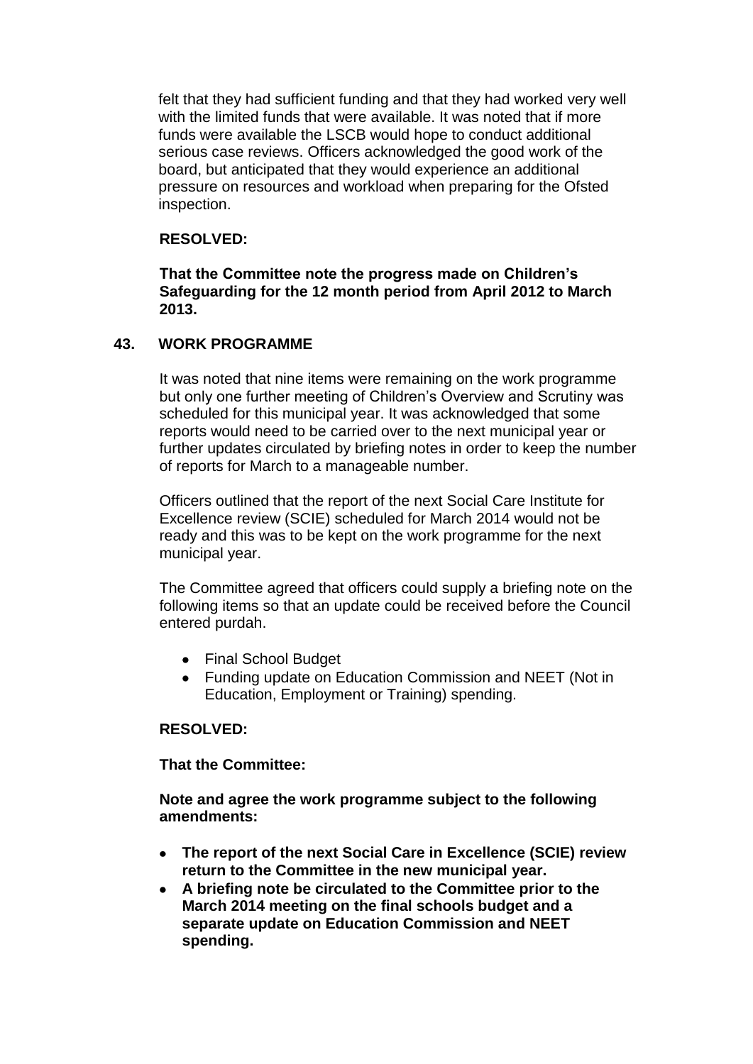felt that they had sufficient funding and that they had worked very well with the limited funds that were available. It was noted that if more funds were available the LSCB would hope to conduct additional serious case reviews. Officers acknowledged the good work of the board, but anticipated that they would experience an additional pressure on resources and workload when preparing for the Ofsted inspection.

**RESOLVED:**

**That the Committee note the progress made on Children's Safeguarding for the 12 month period from April 2012 to March 2013.**

## 43. WORK PROGRAMME

It was noted that nine items were remaining on the work programme but only one further meeting of Children's Overview and Scrutiny was scheduled for this municipal year. It was acknowledged that some reports would need to be carried over to the next municipal year or further updates circulated by briefing notes in order to keep the number of reports for March to a manageable number.

Officers outlined that the report of the next Social Care Institute for Excellence review (SCIE) scheduled for March 2014 would not be ready and this was to be kept on the work programme for the next municipal year.

The Committee agreed that officers could supply a briefing note on the following items so that an update could be received before the Council entered purdah.

- Final School Budget
- Funding update on Education Commission and NEET (Not in Education, Employment or Training) spending.

**RESOLVED:**

**That the Committee:**

**Note and agree the work programme subject to the following amendments:**

- **The report of the next Social Care in Excellence (SCIE) review return to the Committee in the new municipal year.**
- **A briefing note be circulated to the Committee prior to the March 2014 meeting on the final schools budget and a separate update on Education Commission and NEET spending.**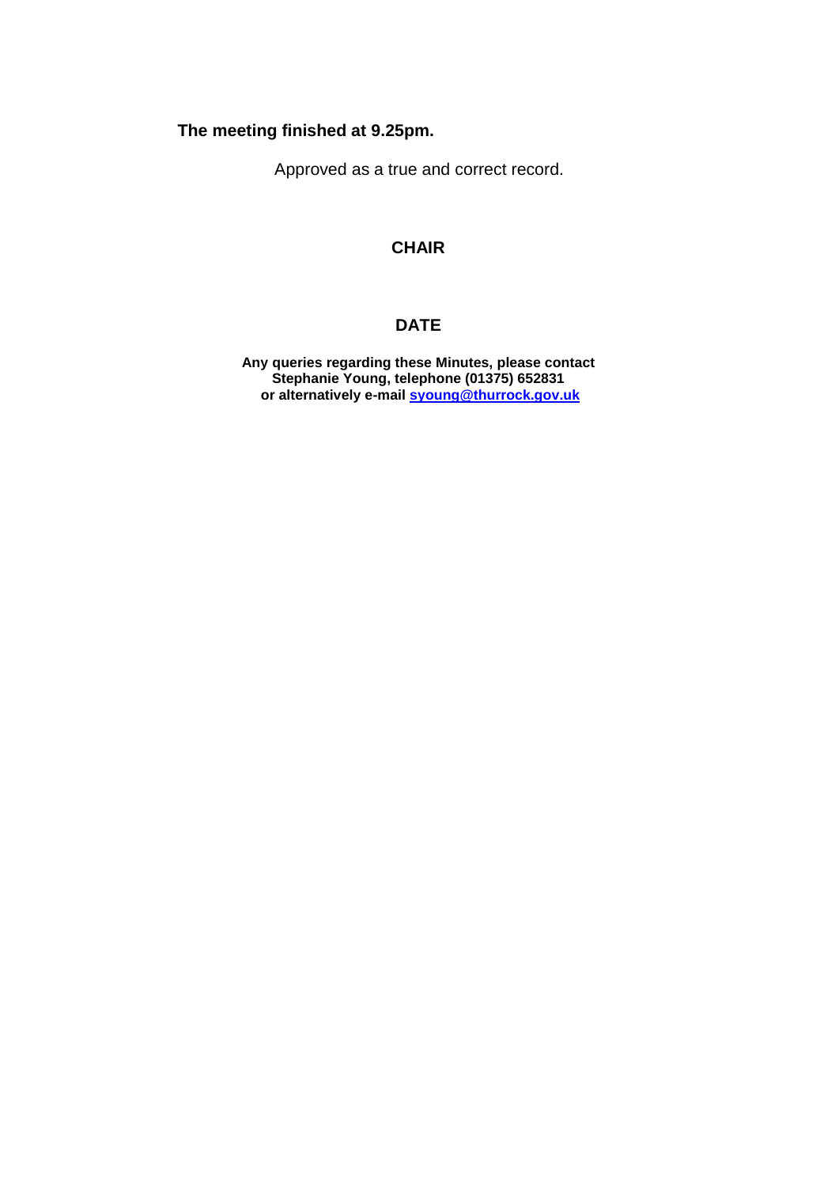**The meeting finished at 9.25pm.**

Approved as a true and correct record.

**CHAIR**

**DATE**

**Any queries regarding these Minutes, please contact Stephanie Young, telephone (01375) 652831 or alternatively e-mail [syoung@thurrock.gov.uk](mailto:syoung@thurrock.gov.uk)**